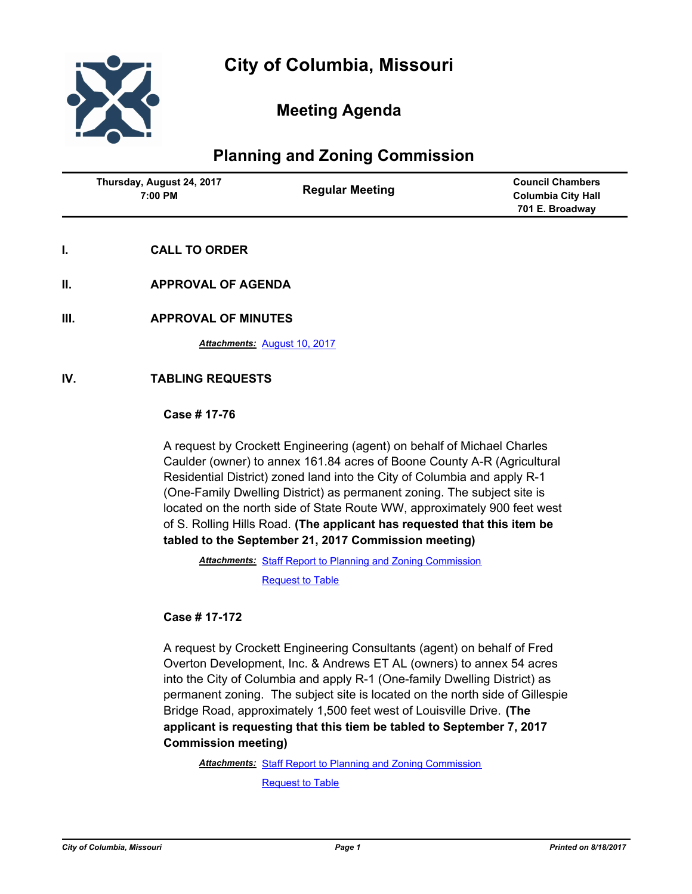# City of Columbia, Missouri

## Meeting Agenda

## Planning and Zoning Commission

| Thursday, August 24, 2017 7:00 PM | Regular Meeting | Council Chambers Columbia City Hall 701 E. Broadway |
|---|---|---|

## I. CALL TO ORDER

## II. APPROVAL OF AGENDA

## III. APPROVAL OF MINUTES

***Attachments:*** August 10, 2017

## IV. TABLING REQUESTS

**Case # 17-76**

A request by Crockett Engineering (agent) on behalf of Michael Charles Caulder (owner) to annex 161.84 acres of Boone County A-R (Agricultural Residential District) zoned land into the City of Columbia and apply R-1 (One-Family Dwelling District) as permanent zoning. The subject site is located on the north side of State Route WW, approximately 900 feet west of S. Rolling Hills Road. **(The applicant has requested that this item be tabled to the September 21, 2017 Commission meeting)**

***Attachments:*** Staff Report to Planning and Zoning Commission

Request to Table

**Case # 17-172**

A request by Crockett Engineering Consultants (agent) on behalf of Fred Overton Development, Inc. & Andrews ET AL (owners) to annex 54 acres into the City of Columbia and apply R-1 (One-family Dwelling District) as permanent zoning. The subject site is located on the north side of Gillespie Bridge Road, approximately 1,500 feet west of Louisville Drive. **(The applicant is requesting that this tiem be tabled to September 7, 2017 Commission meeting)**

***Attachments:*** Staff Report to Planning and Zoning Commission

Request to Table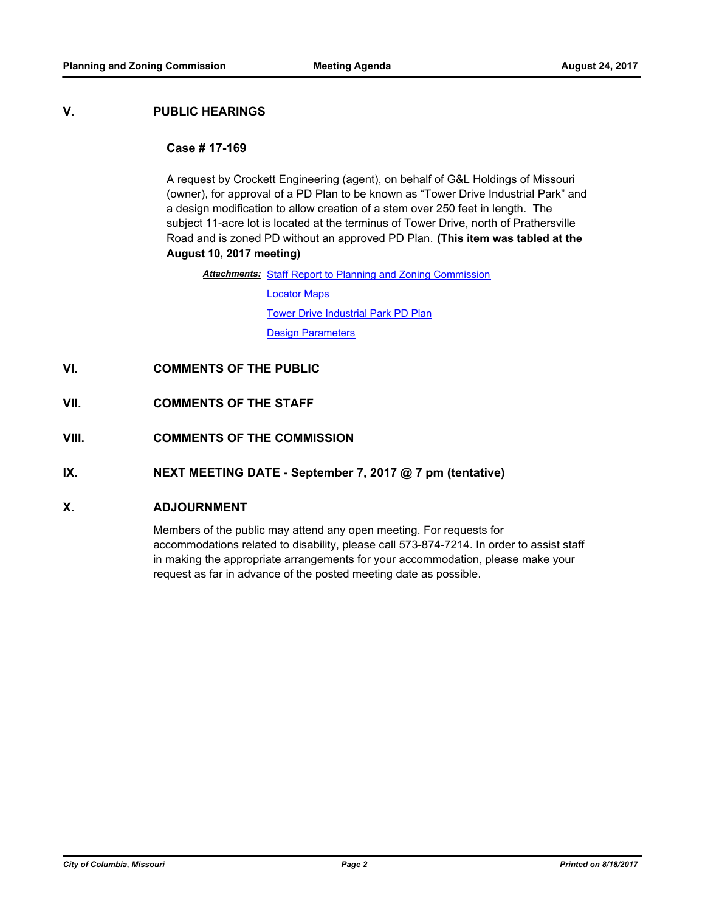## V. PUBLIC HEARINGS

### Case # 17-169

A request by Crockett Engineering (agent), on behalf of G&L Holdings of Missouri (owner), for approval of a PD Plan to be known as "Tower Drive Industrial Park" and a design modification to allow creation of a stem over 250 feet in length. The subject 11-acre lot is located at the terminus of Tower Drive, north of Prathersville Road and is zoned PD without an approved PD Plan. **(This item was tabled at the August 10, 2017 meeting)**

***Attachments:*** Staff Report to Planning and Zoning Commission

Locator Maps

Tower Drive Industrial Park PD Plan

Design Parameters

## VI. COMMENTS OF THE PUBLIC

## VII. COMMENTS OF THE STAFF

## VIII. COMMENTS OF THE COMMISSION

## IX. NEXT MEETING DATE - September 7, 2017 @ 7 pm (tentative)

## X. ADJOURNMENT

Members of the public may attend any open meeting. For requests for accommodations related to disability, please call 573-874-7214. In order to assist staff in making the appropriate arrangements for your accommodation, please make your request as far in advance of the posted meeting date as possible.